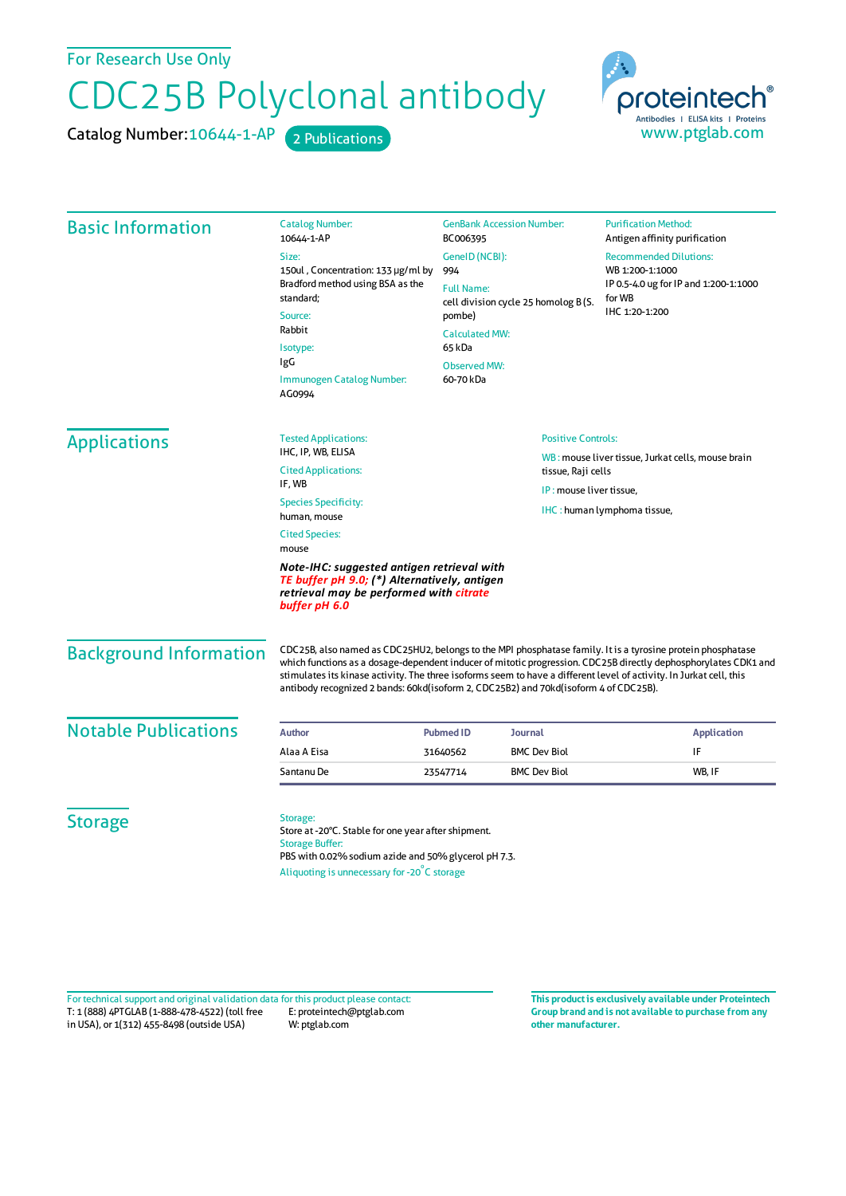For Research Use Only

# CDC25B Polyclonal antibody

Catalog Number: 10644-1-AP   2 Publications

proteintech® Antibodies | ELISA kits | Proteins
www.ptglab.com

## Basic Information

Catalog Number:
10644-1-AP

Size:
150ul , Concentration: 133 μg/ml by Bradford method using BSA as the standard;

Source:
Rabbit

Isotype:
IgG

Immunogen Catalog Number:
AG0994

GenBank Accession Number:
BC006395

GeneID (NCBI):
994

Full Name:
cell division cycle 25 homolog B (S. pombe)

Calculated MW:
65 kDa

Observed MW:
60-70 kDa

Purification Method:
Antigen affinity purification

Recommended Dilutions:
WB 1:200-1:1000
IP 0.5-4.0 ug for IP and 1:200-1:1000 for WB
IHC 1:20-1:200

## Applications

Tested Applications:
IHC, IP, WB, ELISA

Cited Applications:
IF, WB

Species Specificity:
human, mouse

Cited Species:
mouse

***Note-IHC: suggested antigen retrieval with TE buffer pH 9.0; (\*) Alternatively, antigen retrieval may be performed with citrate buffer pH 6.0***

Positive Controls:

WB : mouse liver tissue, Jurkat cells, mouse brain tissue, Raji cells

IP : mouse liver tissue,

IHC : human lymphoma tissue,

## Background Information

CDC25B, also named as CDC25HU2, belongs to the MPI phosphatase family. It is a tyrosine protein phosphatase which functions as a dosage-dependent inducer of mitotic progression. CDC25B directly dephosphorylates CDK1 and stimulates its kinase activity. The three isoforms seem to have a different level of activity. In Jurkat cell, this antibody recognized 2 bands: 60kd(isoform 2, CDC25B2) and 70kd(isoform 4 of CDC25B).

## Notable Publications

| Author | Pubmed ID | Journal | Application |
|---|---|---|---|
| Alaa A Eisa | 31640562 | BMC Dev Biol | IF |
| Santanu De | 23547714 | BMC Dev Biol | WB, IF |

## Storage

Storage:
Store at -20°C. Stable for one year after shipment.

Storage Buffer:
PBS with 0.02% sodium azide and 50% glycerol pH 7.3.

Aliquoting is unnecessary for -20°C storage

For technical support and original validation data for this product please contact:
T: 1 (888) 4PTGLAB (1-888-478-4522) (toll free in USA), or 1(312) 455-8498 (outside USA)
E: proteintech@ptglab.com
W: ptglab.com

**This product is exclusively available under Proteintech Group brand and is not available to purchase from any other manufacturer.**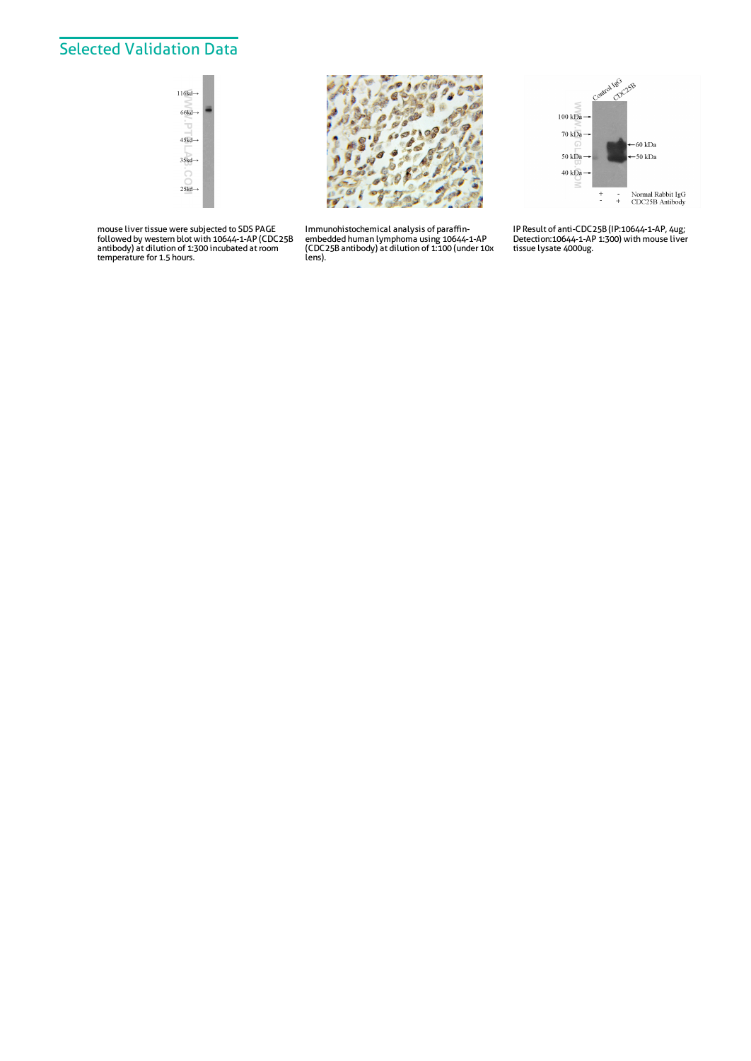## Selected Validation Data

116kd→
66kd→
45kd→
35kd→
25kd→

mouse liver tissue were subjected to SDS PAGE followed by western blot with 10644-1-AP (CDC25B antibody) at dilution of 1:300 incubated at room temperature for 1.5 hours.

Immunohistochemical analysis of paraffin-embedded human lymphoma using 10644-1-AP (CDC25B antibody) at dilution of 1:100 (under 10x lens).

Control IgG
CDC25B
100 kDa
70 kDa
50 kDa
40 kDa
←60 kDa
←50 kDa
\+ - Normal Rabbit IgG
\- + CDC25B Antibody

IP Result of anti-CDC25B (IP:10644-1-AP, 4ug; Detection:10644-1-AP 1:300) with mouse liver tissue lysate 4000ug.